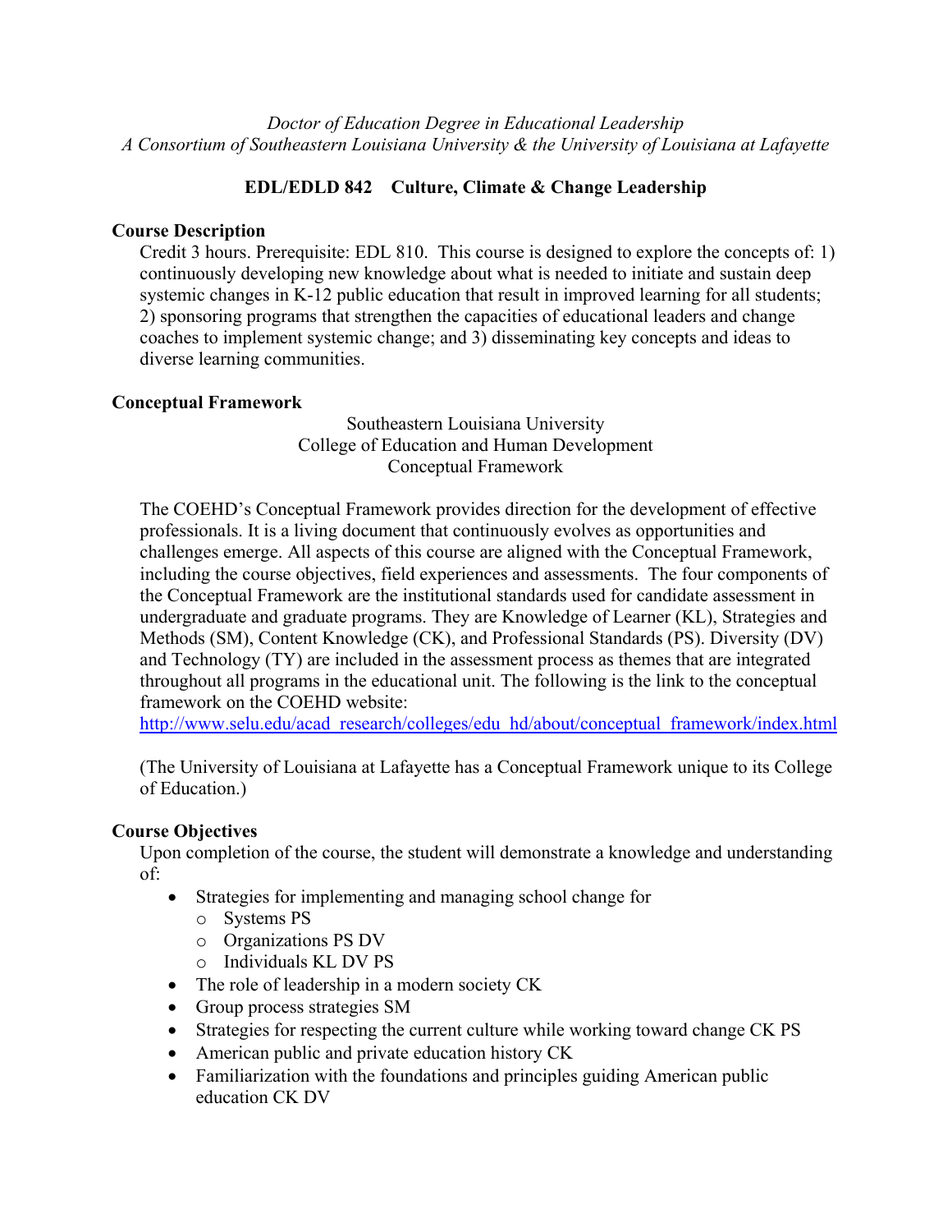*Doctor of Education Degree in Educational Leadership*
*A Consortium of Southeastern Louisiana University & the University of Louisiana at Lafayette*

**EDL/EDLD 842 Culture, Climate & Change Leadership**

**Course Description**

Credit 3 hours. Prerequisite: EDL 810. This course is designed to explore the concepts of: 1) continuously developing new knowledge about what is needed to initiate and sustain deep systemic changes in K-12 public education that result in improved learning for all students; 2) sponsoring programs that strengthen the capacities of educational leaders and change coaches to implement systemic change; and 3) disseminating key concepts and ideas to diverse learning communities.

**Conceptual Framework**

Southeastern Louisiana University
College of Education and Human Development
Conceptual Framework

The COEHD's Conceptual Framework provides direction for the development of effective professionals. It is a living document that continuously evolves as opportunities and challenges emerge. All aspects of this course are aligned with the Conceptual Framework, including the course objectives, field experiences and assessments. The four components of the Conceptual Framework are the institutional standards used for candidate assessment in undergraduate and graduate programs. They are Knowledge of Learner (KL), Strategies and Methods (SM), Content Knowledge (CK), and Professional Standards (PS). Diversity (DV) and Technology (TY) are included in the assessment process as themes that are integrated throughout all programs in the educational unit. The following is the link to the conceptual framework on the COEHD website:
http://www.selu.edu/acad_research/colleges/edu_hd/about/conceptual_framework/index.html

(The University of Louisiana at Lafayette has a Conceptual Framework unique to its College of Education.)

**Course Objectives**

Upon completion of the course, the student will demonstrate a knowledge and understanding of:

- Strategies for implementing and managing school change for
  - Systems PS
  - Organizations PS DV
  - Individuals KL DV PS
- The role of leadership in a modern society CK
- Group process strategies SM
- Strategies for respecting the current culture while working toward change CK PS
- American public and private education history CK
- Familiarization with the foundations and principles guiding American public education CK DV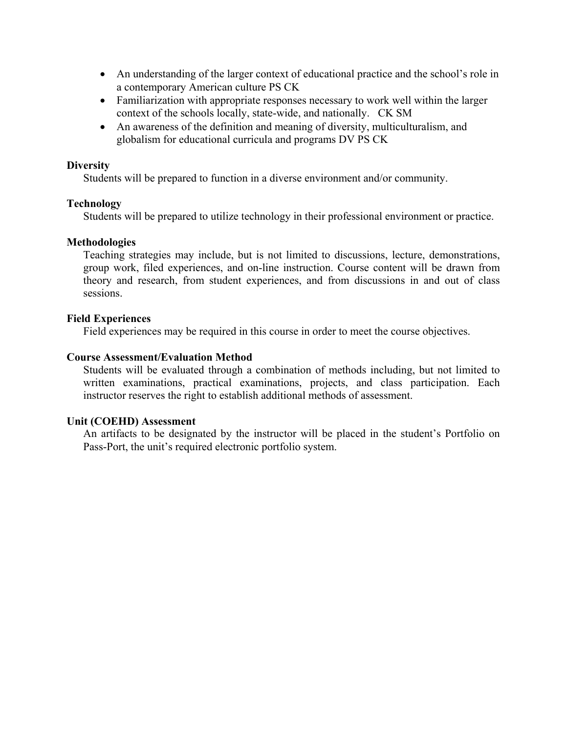- An understanding of the larger context of educational practice and the school's role in a contemporary American culture PS CK
- Familiarization with appropriate responses necessary to work well within the larger context of the schools locally, state-wide, and nationally.   CK SM
- An awareness of the definition and meaning of diversity, multiculturalism, and globalism for educational curricula and programs DV PS CK

**Diversity**

Students will be prepared to function in a diverse environment and/or community.

**Technology**

Students will be prepared to utilize technology in their professional environment or practice.

**Methodologies**

Teaching strategies may include, but is not limited to discussions, lecture, demonstrations, group work, filed experiences, and on-line instruction. Course content will be drawn from theory and research, from student experiences, and from discussions in and out of class sessions.

**Field Experiences**

Field experiences may be required in this course in order to meet the course objectives.

**Course Assessment/Evaluation Method**

Students will be evaluated through a combination of methods including, but not limited to written examinations, practical examinations, projects, and class participation. Each instructor reserves the right to establish additional methods of assessment.

**Unit (COEHD) Assessment**

An artifacts to be designated by the instructor will be placed in the student's Portfolio on Pass-Port, the unit's required electronic portfolio system.